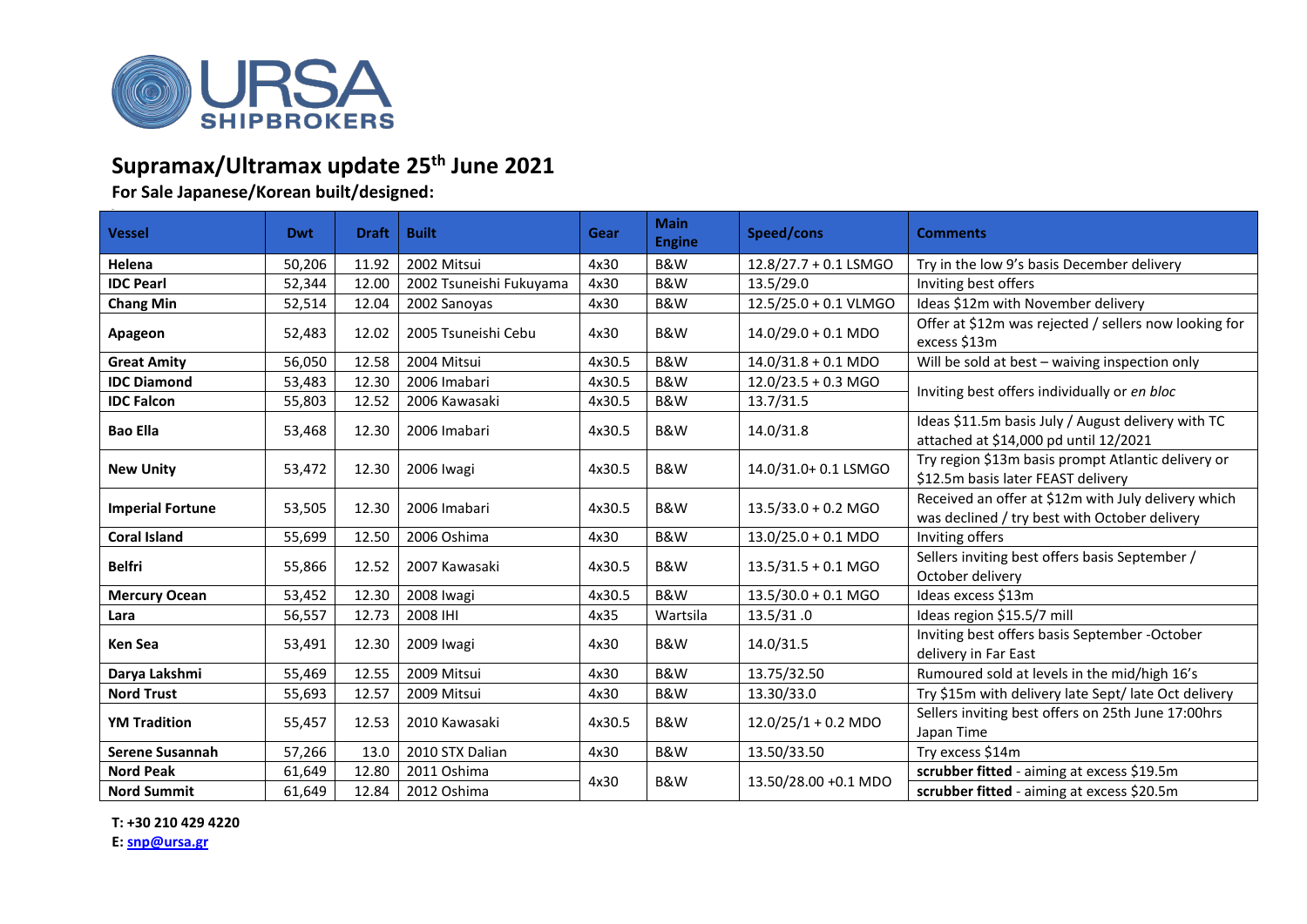# Supramax/Ultramax update 25th June 2021

**For Sale Japanese/Korean built/designed:**

| Vessel | Dwt | Draft | Built | Gear | Main Engine | Speed/cons | Comments |
|---|---|---|---|---|---|---|---|
| **Helena** | 50,206 | 11.92 | 2002 Mitsui | 4x30 | B&W | 12.8/27.7 + 0.1 LSMGO | Try in the low 9's basis December delivery |
| **IDC Pearl** | 52,344 | 12.00 | 2002 Tsuneishi Fukuyama | 4x30 | B&W | 13.5/29.0 | Inviting best offers |
| **Chang Min** | 52,514 | 12.04 | 2002 Sanoyas | 4x30 | B&W | 12.5/25.0 + 0.1 VLMGO | Ideas $12m with November delivery |
| **Apageon** | 52,483 | 12.02 | 2005 Tsuneishi Cebu | 4x30 | B&W | 14.0/29.0 + 0.1 MDO | Offer at $12m was rejected / sellers now looking for excess $13m |
| **Great Amity** | 56,050 | 12.58 | 2004 Mitsui | 4x30.5 | B&W | 14.0/31.8 + 0.1 MDO | Will be sold at best – waiving inspection only |
| **IDC Diamond** | 53,483 | 12.30 | 2006 Imabari | 4x30.5 | B&W | 12.0/23.5 + 0.3 MGO | Inviting best offers individually or *en bloc* |
| **IDC Falcon** | 55,803 | 12.52 | 2006 Kawasaki | 4x30.5 | B&W | 13.7/31.5 | |
| **Bao Ella** | 53,468 | 12.30 | 2006 Imabari | 4x30.5 | B&W | 14.0/31.8 | Ideas $11.5m basis July / August delivery with TC attached at $14,000 pd until 12/2021 |
| **New Unity** | 53,472 | 12.30 | 2006 Iwagi | 4x30.5 | B&W | 14.0/31.0+ 0.1 LSMGO | Try region $13m basis prompt Atlantic delivery or $12.5m basis later FEAST delivery |
| **Imperial Fortune** | 53,505 | 12.30 | 2006 Imabari | 4x30.5 | B&W | 13.5/33.0 + 0.2 MGO | Received an offer at $12m with July delivery which was declined / try best with October delivery |
| **Coral Island** | 55,699 | 12.50 | 2006 Oshima | 4x30 | B&W | 13.0/25.0 + 0.1 MDO | Inviting offers |
| **Belfri** | 55,866 | 12.52 | 2007 Kawasaki | 4x30.5 | B&W | 13.5/31.5 + 0.1 MGO | Sellers inviting best offers basis September / October delivery |
| **Mercury Ocean** | 53,452 | 12.30 | 2008 Iwagi | 4x30.5 | B&W | 13.5/30.0 + 0.1 MGO | Ideas excess $13m |
| **Lara** | 56,557 | 12.73 | 2008 IHI | 4x35 | Wartsila | 13.5/31 .0 | Ideas region $15.5/7 mill |
| **Ken Sea** | 53,491 | 12.30 | 2009 Iwagi | 4x30 | B&W | 14.0/31.5 | Inviting best offers basis September -October delivery in Far East |
| **Darya Lakshmi** | 55,469 | 12.55 | 2009 Mitsui | 4x30 | B&W | 13.75/32.50 | Rumoured sold at levels in the mid/high 16's |
| **Nord Trust** | 55,693 | 12.57 | 2009 Mitsui | 4x30 | B&W | 13.30/33.0 | Try $15m with delivery late Sept/ late Oct delivery |
| **YM Tradition** | 55,457 | 12.53 | 2010 Kawasaki | 4x30.5 | B&W | 12.0/25/1 + 0.2 MDO | Sellers inviting best offers on 25th June 17:00hrs Japan Time |
| **Serene Susannah** | 57,266 | 13.0 | 2010 STX Dalian | 4x30 | B&W | 13.50/33.50 | Try excess $14m |
| **Nord Peak** | 61,649 | 12.80 | 2011 Oshima | 4x30 | B&W | 13.50/28.00 +0.1 MDO | **scrubber fitted** - aiming at excess $19.5m |
| **Nord Summit** | 61,649 | 12.84 | 2012 Oshima | | | | **scrubber fitted** - aiming at excess $20.5m |

**T: +30 210 429 4220**
**E: snp@ursa.gr**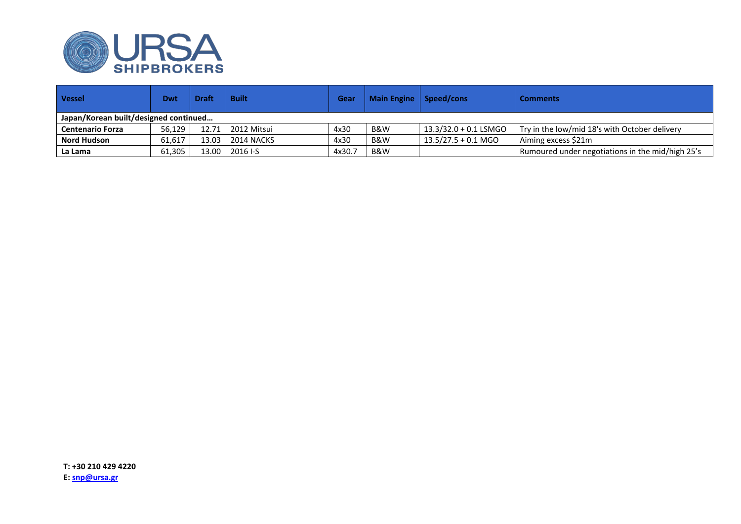| Vessel | Dwt | Draft | Built | Gear | Main Engine | Speed/cons | Comments |
|---|---|---|---|---|---|---|---|
| **Japan/Korean built/designed continued…** | | | | | | | |
| **Centenario Forza** | 56,129 | 12.71 | 2012 Mitsui | 4x30 | B&W | 13.3/32.0 + 0.1 LSMGO | Try in the low/mid 18's with October delivery |
| **Nord Hudson** | 61,617 | 13.03 | 2014 NACKS | 4x30 | B&W | 13.5/27.5 + 0.1 MGO | Aiming excess $21m |
| **La Lama** | 61,305 | 13.00 | 2016 I-S | 4x30.7 | B&W | | Rumoured under negotiations in the mid/high 25's |

**T: +30 210 429 4220**
**E: snp@ursa.gr**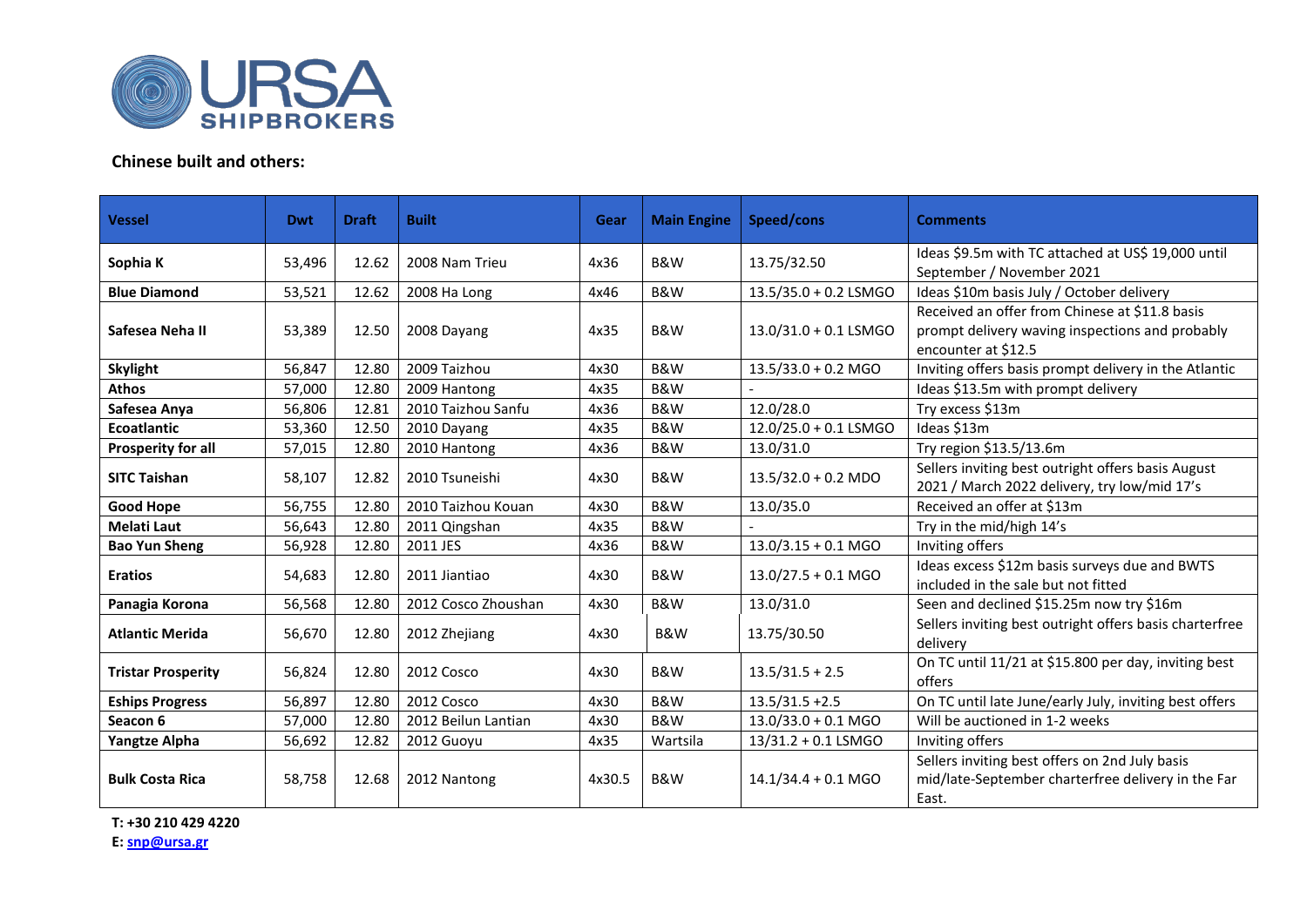## Chinese built and others:

| Vessel | Dwt | Draft | Built | Gear | Main Engine | Speed/cons | Comments |
|---|---|---|---|---|---|---|---|
| **Sophia K** | 53,496 | 12.62 | 2008 Nam Trieu | 4x36 | B&W | 13.75/32.50 | Ideas $9.5m with TC attached at US$ 19,000 until September / November 2021 |
| **Blue Diamond** | 53,521 | 12.62 | 2008 Ha Long | 4x46 | B&W | 13.5/35.0 + 0.2 LSMGO | Ideas $10m basis July / October delivery |
| **Safesea Neha II** | 53,389 | 12.50 | 2008 Dayang | 4x35 | B&W | 13.0/31.0 + 0.1 LSMGO | Received an offer from Chinese at $11.8 basis prompt delivery waving inspections and probably encounter at $12.5 |
| **Skylight** | 56,847 | 12.80 | 2009 Taizhou | 4x30 | B&W | 13.5/33.0 + 0.2 MGO | Inviting offers basis prompt delivery in the Atlantic |
| **Athos** | 57,000 | 12.80 | 2009 Hantong | 4x35 | B&W | - | Ideas $13.5m with prompt delivery |
| **Safesea Anya** | 56,806 | 12.81 | 2010 Taizhou Sanfu | 4x36 | B&W | 12.0/28.0 | Try excess $13m |
| **Ecoatlantic** | 53,360 | 12.50 | 2010 Dayang | 4x35 | B&W | 12.0/25.0 + 0.1 LSMGO | Ideas $13m |
| **Prosperity for all** | 57,015 | 12.80 | 2010 Hantong | 4x36 | B&W | 13.0/31.0 | Try region $13.5/13.6m |
| **SITC Taishan** | 58,107 | 12.82 | 2010 Tsuneishi | 4x30 | B&W | 13.5/32.0 + 0.2 MDO | Sellers inviting best outright offers basis August 2021 / March 2022 delivery, try low/mid 17's |
| **Good Hope** | 56,755 | 12.80 | 2010 Taizhou Kouan | 4x30 | B&W | 13.0/35.0 | Received an offer at $13m |
| **Melati Laut** | 56,643 | 12.80 | 2011 Qingshan | 4x35 | B&W | - | Try in the mid/high 14's |
| **Bao Yun Sheng** | 56,928 | 12.80 | 2011 JES | 4x36 | B&W | 13.0/3.15 + 0.1 MGO | Inviting offers |
| **Eratios** | 54,683 | 12.80 | 2011 Jiantiao | 4x30 | B&W | 13.0/27.5 + 0.1 MGO | Ideas excess $12m basis surveys due and BWTS included in the sale but not fitted |
| **Panagia Korona** | 56,568 | 12.80 | 2012 Cosco Zhoushan | 4x30 | B&W | 13.0/31.0 | Seen and declined $15.25m now try $16m |
| **Atlantic Merida** | 56,670 | 12.80 | 2012 Zhejiang | 4x30 | B&W | 13.75/30.50 | Sellers inviting best outright offers basis charterfree delivery |
| **Tristar Prosperity** | 56,824 | 12.80 | 2012 Cosco | 4x30 | B&W | 13.5/31.5 + 2.5 | On TC until 11/21 at $15.800 per day, inviting best offers |
| **Eships Progress** | 56,897 | 12.80 | 2012 Cosco | 4x30 | B&W | 13.5/31.5 +2.5 | On TC until late June/early July, inviting best offers |
| **Seacon 6** | 57,000 | 12.80 | 2012 Beilun Lantian | 4x30 | B&W | 13.0/33.0 + 0.1 MGO | Will be auctioned in 1-2 weeks |
| **Yangtze Alpha** | 56,692 | 12.82 | 2012 Guoyu | 4x35 | Wartsila | 13/31.2 + 0.1 LSMGO | Inviting offers |
| **Bulk Costa Rica** | 58,758 | 12.68 | 2012 Nantong | 4x30.5 | B&W | 14.1/34.4 + 0.1 MGO | Sellers inviting best offers on 2nd July basis mid/late-September charterfree delivery in the Far East. |

**T: +30 210 429 4220**

**E: snp@ursa.gr**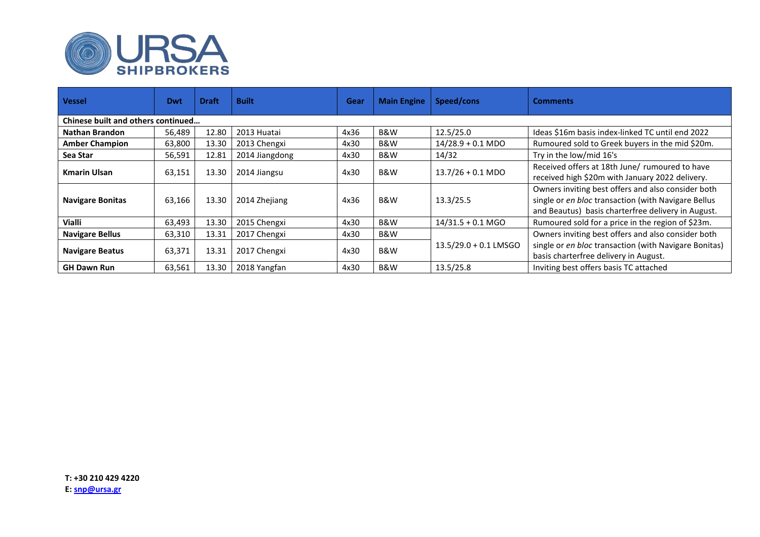URSA SHIPBROKERS

| Vessel | Dwt | Draft | Built | Gear | Main Engine | Speed/cons | Comments |
|---|---|---|---|---|---|---|---|
| **Chinese built and others continued…** | | | | | | | |
| **Nathan Brandon** | 56,489 | 12.80 | 2013 Huatai | 4x36 | B&W | 12.5/25.0 | Ideas $16m basis index-linked TC until end 2022 |
| **Amber Champion** | 63,800 | 13.30 | 2013 Chengxi | 4x30 | B&W | 14/28.9 + 0.1 MDO | Rumoured sold to Greek buyers in the mid $20m. |
| **Sea Star** | 56,591 | 12.81 | 2014 Jiangdong | 4x30 | B&W | 14/32 | Try in the low/mid 16's |
| **Kmarin Ulsan** | 63,151 | 13.30 | 2014 Jiangsu | 4x30 | B&W | 13.7/26 + 0.1 MDO | Received offers at 18th June/ rumoured to have received high $20m with January 2022 delivery. |
| **Navigare Bonitas** | 63,166 | 13.30 | 2014 Zhejiang | 4x36 | B&W | 13.3/25.5 | Owners inviting best offers and also consider both single or *en bloc* transaction (with Navigare Bellus and Beautus) basis charterfree delivery in August. |
| **Vialli** | 63,493 | 13.30 | 2015 Chengxi | 4x30 | B&W | 14/31.5 + 0.1 MGO | Rumoured sold for a price in the region of $23m. |
| **Navigare Bellus** | 63,310 | 13.31 | 2017 Chengxi | 4x30 | B&W | 13.5/29.0 + 0.1 LMSGO | Owners inviting best offers and also consider both single or *en bloc* transaction (with Navigare Bonitas) basis charterfree delivery in August. |
| **Navigare Beatus** | 63,371 | 13.31 | 2017 Chengxi | 4x30 | B&W | | |
| **GH Dawn Run** | 63,561 | 13.30 | 2018 Yangfan | 4x30 | B&W | 13.5/25.8 | Inviting best offers basis TC attached |

**T: +30 210 429 4220**
**E: snp@ursa.gr**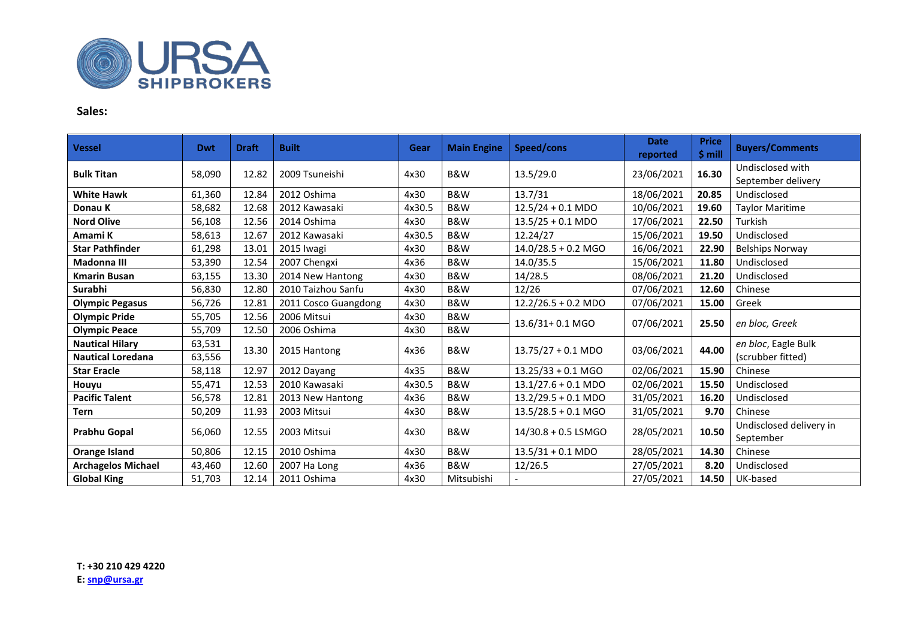URSA SHIPBROKERS

**Sales:**

| Vessel | Dwt | Draft | Built | Gear | Main Engine | Speed/cons | Date reported | Price $ mill | Buyers/Comments |
|---|---|---|---|---|---|---|---|---|---|
| **Bulk Titan** | 58,090 | 12.82 | 2009 Tsuneishi | 4x30 | B&W | 13.5/29.0 | 23/06/2021 | **16.30** | Undisclosed with September delivery |
| **White Hawk** | 61,360 | 12.84 | 2012 Oshima | 4x30 | B&W | 13.7/31 | 18/06/2021 | **20.85** | Undisclosed |
| **Donau K** | 58,682 | 12.68 | 2012 Kawasaki | 4x30.5 | B&W | 12.5/24 + 0.1 MDO | 10/06/2021 | **19.60** | Taylor Maritime |
| **Nord Olive** | 56,108 | 12.56 | 2014 Oshima | 4x30 | B&W | 13.5/25 + 0.1 MDO | 17/06/2021 | **22.50** | Turkish |
| **Amami K** | 58,613 | 12.67 | 2012 Kawasaki | 4x30.5 | B&W | 12.24/27 | 15/06/2021 | **19.50** | Undisclosed |
| **Star Pathfinder** | 61,298 | 13.01 | 2015 Iwagi | 4x30 | B&W | 14.0/28.5 + 0.2 MGO | 16/06/2021 | **22.90** | Belships Norway |
| **Madonna III** | 53,390 | 12.54 | 2007 Chengxi | 4x36 | B&W | 14.0/35.5 | 15/06/2021 | **11.80** | Undisclosed |
| **Kmarin Busan** | 63,155 | 13.30 | 2014 New Hantong | 4x30 | B&W | 14/28.5 | 08/06/2021 | **21.20** | Undisclosed |
| **Surabhi** | 56,830 | 12.80 | 2010 Taizhou Sanfu | 4x30 | B&W | 12/26 | 07/06/2021 | **12.60** | Chinese |
| **Olympic Pegasus** | 56,726 | 12.81 | 2011 Cosco Guangdong | 4x30 | B&W | 12.2/26.5 + 0.2 MDO | 07/06/2021 | **15.00** | Greek |
| **Olympic Pride** | 55,705 | 12.56 | 2006 Mitsui | 4x30 | B&W | 13.6/31+ 0.1 MGO | 07/06/2021 | **25.50** | *en bloc, Greek* |
| **Olympic Peace** | 55,709 | 12.50 | 2006 Oshima | 4x30 | B&W | | | | |
| **Nautical Hilary** | 63,531 | 13.30 | 2015 Hantong | 4x36 | B&W | 13.75/27 + 0.1 MDO | 03/06/2021 | **44.00** | *en bloc*, Eagle Bulk (scrubber fitted) |
| **Nautical Loredana** | 63,556 | | | | | | | | |
| **Star Eracle** | 58,118 | 12.97 | 2012 Dayang | 4x35 | B&W | 13.25/33 + 0.1 MGO | 02/06/2021 | **15.90** | Chinese |
| **Houyu** | 55,471 | 12.53 | 2010 Kawasaki | 4x30.5 | B&W | 13.1/27.6 + 0.1 MDO | 02/06/2021 | **15.50** | Undisclosed |
| **Pacific Talent** | 56,578 | 12.81 | 2013 New Hantong | 4x36 | B&W | 13.2/29.5 + 0.1 MDO | 31/05/2021 | **16.20** | Undisclosed |
| **Tern** | 50,209 | 11.93 | 2003 Mitsui | 4x30 | B&W | 13.5/28.5 + 0.1 MGO | 31/05/2021 | **9.70** | Chinese |
| **Prabhu Gopal** | 56,060 | 12.55 | 2003 Mitsui | 4x30 | B&W | 14/30.8 + 0.5 LSMGO | 28/05/2021 | **10.50** | Undisclosed delivery in September |
| **Orange Island** | 50,806 | 12.15 | 2010 Oshima | 4x30 | B&W | 13.5/31 + 0.1 MDO | 28/05/2021 | **14.30** | Chinese |
| **Archagelos Michael** | 43,460 | 12.60 | 2007 Ha Long | 4x36 | B&W | 12/26.5 | 27/05/2021 | **8.20** | Undisclosed |
| **Global King** | 51,703 | 12.14 | 2011 Oshima | 4x30 | Mitsubishi | - | 27/05/2021 | **14.50** | UK-based |

**T: +30 210 429 4220**
**E: snp@ursa.gr**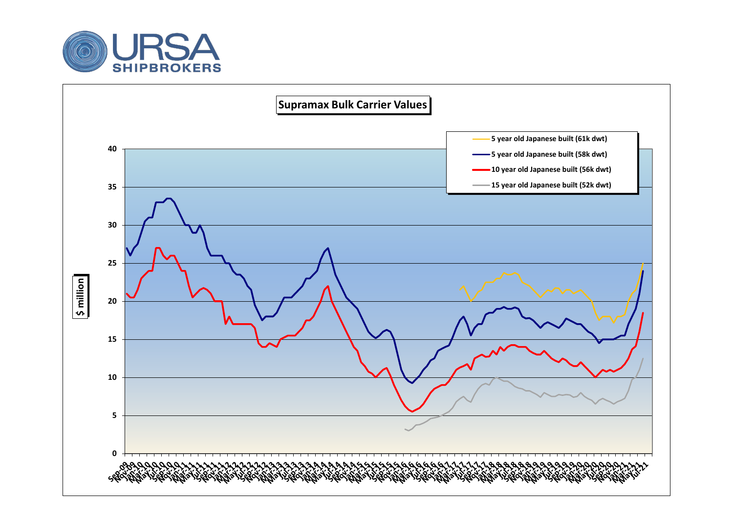URSA SHIPBROKERS

**Supramax Bulk Carrier Values**

- 5 year old Japanese built (61k dwt)
- 5 year old Japanese built (58k dwt)
- 10 year old Japanese built (56k dwt)
- 15 year old Japanese built (52k dwt)

$ million

40
35
30
25
20
15
10
5
0

Sep-09, Nov-09, Jan-10, Mar-10, May-10, Jul-10, Sep-10, Nov-10, Jan-11, Mar-11, May-11, Jul-11, Sep-11, Nov-11, Jan-12, Mar-12, May-12, Jul-12, Sep-12, Nov-12, Jan-13, Mar-13, May-13, Jul-13, Sep-13, Nov-13, Jan-14, Mar-14, May-14, Jul-14, Sep-14, Nov-14, Jan-15, Mar-15, May-15, Jul-15, Sep-15, Nov-15, Jan-16, Mar-16, May-16, Jul-16, Sep-16, Nov-16, Jan-17, Mar-17, May-17, Jul-17, Sep-17, Nov-17, Jan-18, Mar-18, May-18, Jul-18, Sep-18, Nov-18, Jan-19, Mar-19, May-19, Jul-19, Sep-19, Nov-19, Jan-20, Mar-20, May-20, Jul-20, Sep-20, Nov-20, Jan-21, Mar-21, May-21, Jul-21